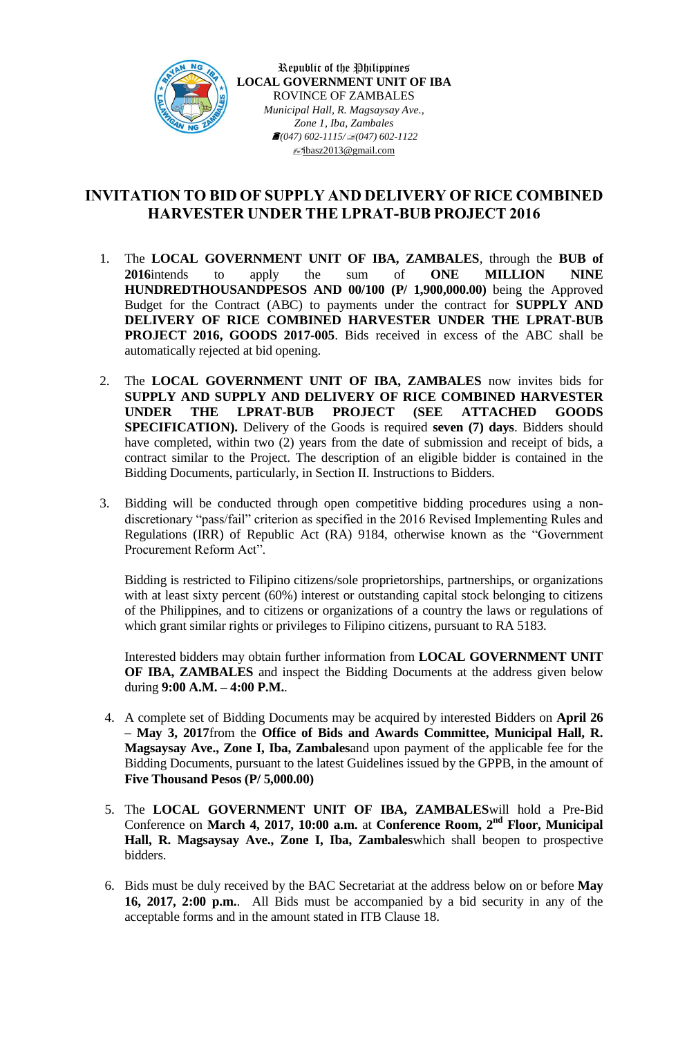Republic of the Philippines
**LOCAL GOVERNMENT UNIT OF IBA**
ROVINCE OF ZAMBALES
*Municipal Hall, R. Magsaysay Ave.,*
*Zone 1, Iba, Zambales*
*(047) 602-1115/ (047) 602-1122*
ibasz2013@gmail.com

# INVITATION TO BID OF SUPPLY AND DELIVERY OF RICE COMBINED HARVESTER UNDER THE LPRAT-BUB PROJECT 2016

1. The **LOCAL GOVERNMENT UNIT OF IBA, ZAMBALES**, through the **BUB of 2016**intends to apply the sum of **ONE MILLION NINE HUNDREDTHOUSANDPESOS AND 00/100 (P/ 1,900,000.00)** being the Approved Budget for the Contract (ABC) to payments under the contract for **SUPPLY AND DELIVERY OF RICE COMBINED HARVESTER UNDER THE LPRAT-BUB PROJECT 2016, GOODS 2017-005**. Bids received in excess of the ABC shall be automatically rejected at bid opening.

2. The **LOCAL GOVERNMENT UNIT OF IBA, ZAMBALES** now invites bids for **SUPPLY AND SUPPLY AND DELIVERY OF RICE COMBINED HARVESTER UNDER THE LPRAT-BUB PROJECT (SEE ATTACHED GOODS SPECIFICATION).** Delivery of the Goods is required **seven (7) days**. Bidders should have completed, within two (2) years from the date of submission and receipt of bids, a contract similar to the Project. The description of an eligible bidder is contained in the Bidding Documents, particularly, in Section II. Instructions to Bidders.

3. Bidding will be conducted through open competitive bidding procedures using a non-discretionary "pass/fail" criterion as specified in the 2016 Revised Implementing Rules and Regulations (IRR) of Republic Act (RA) 9184, otherwise known as the "Government Procurement Reform Act".

   Bidding is restricted to Filipino citizens/sole proprietorships, partnerships, or organizations with at least sixty percent (60%) interest or outstanding capital stock belonging to citizens of the Philippines, and to citizens or organizations of a country the laws or regulations of which grant similar rights or privileges to Filipino citizens, pursuant to RA 5183.

   Interested bidders may obtain further information from **LOCAL GOVERNMENT UNIT OF IBA, ZAMBALES** and inspect the Bidding Documents at the address given below during **9:00 A.M. – 4:00 P.M.**.

4. A complete set of Bidding Documents may be acquired by interested Bidders on **April 26 – May 3, 2017**from the **Office of Bids and Awards Committee, Municipal Hall, R. Magsaysay Ave., Zone I, Iba, Zambales**and upon payment of the applicable fee for the Bidding Documents, pursuant to the latest Guidelines issued by the GPPB, in the amount of **Five Thousand Pesos (P/ 5,000.00)**

5. The **LOCAL GOVERNMENT UNIT OF IBA, ZAMBALES**will hold a Pre-Bid Conference on **March 4, 2017, 10:00 a.m.** at **Conference Room, 2nd Floor, Municipal Hall, R. Magsaysay Ave., Zone I, Iba, Zambales**which shall beopen to prospective bidders.

6. Bids must be duly received by the BAC Secretariat at the address below on or before **May 16, 2017, 2:00 p.m.**. All Bids must be accompanied by a bid security in any of the acceptable forms and in the amount stated in ITB Clause 18.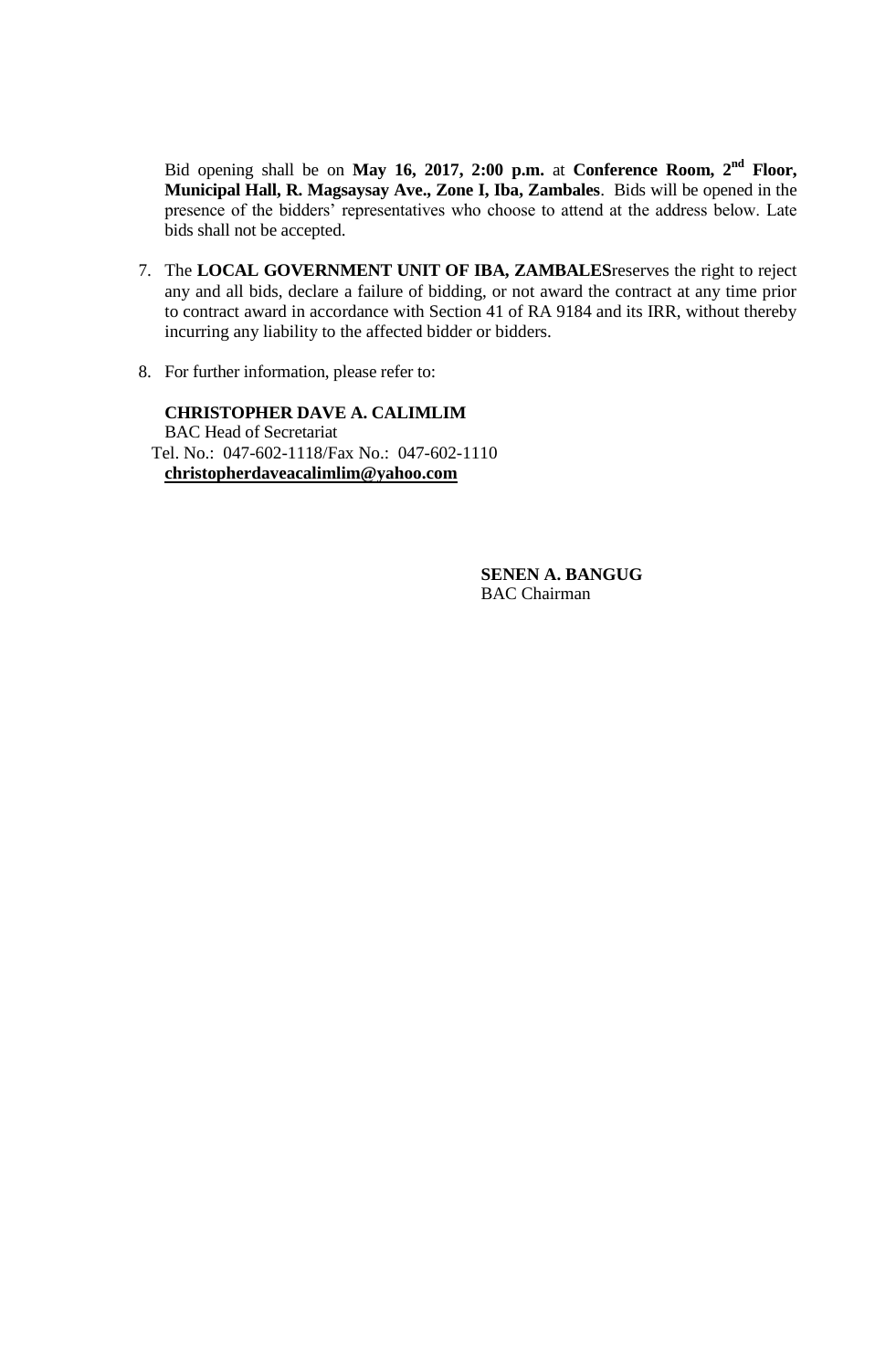Bid opening shall be on **May 16, 2017, 2:00 p.m.** at **Conference Room, 2nd Floor, Municipal Hall, R. Magsaysay Ave., Zone I, Iba, Zambales**. Bids will be opened in the presence of the bidders' representatives who choose to attend at the address below. Late bids shall not be accepted.

7. The **LOCAL GOVERNMENT UNIT OF IBA, ZAMBALES**reserves the right to reject any and all bids, declare a failure of bidding, or not award the contract at any time prior to contract award in accordance with Section 41 of RA 9184 and its IRR, without thereby incurring any liability to the affected bidder or bidders.

8. For further information, please refer to:

   **CHRISTOPHER DAVE A. CALIMLIM**
   BAC Head of Secretariat
   Tel. No.: 047-602-1118/Fax No.: 047-602-1110
   **christopherdaveacalimlim@yahoo.com**

**SENEN A. BANGUG**
BAC Chairman